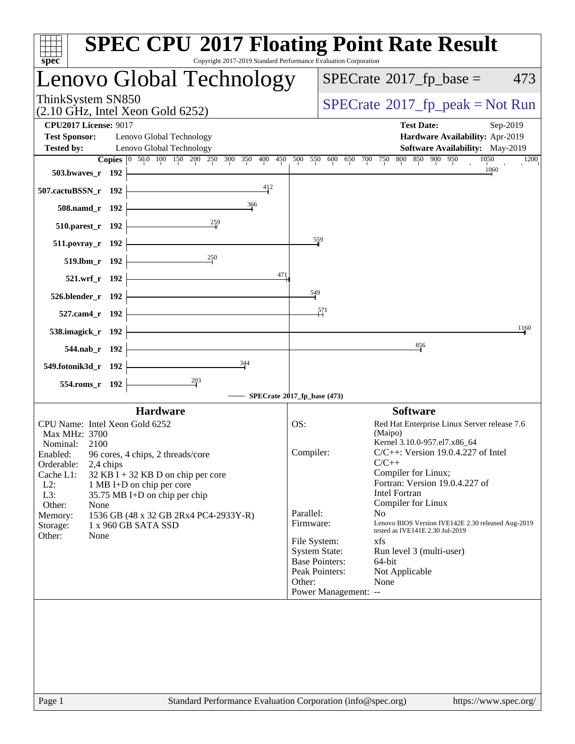# SPEC CPU 2017 Floating Point Rate Result

Copyright 2017-2019 Standard Performance Evaluation Corporation

## Lenovo Global Technology

ThinkSystem SN850
(2.10 GHz, Intel Xeon Gold 6252)

SPECrate 2017_fp_base = 473

SPECrate 2017_fp_peak = Not Run

**CPU2017 License:** 9017
**Test Sponsor:** Lenovo Global Technology
**Tested by:** Lenovo Global Technology

**Test Date:** Sep-2019
**Hardware Availability:** Apr-2019
**Software Availability:** May-2019

| Benchmark | Copies | SPECrate 2017_fp_base |
|---|---|---|
| 503.bwaves_r | 192 | 1060 |
| 507.cactuBSSN_r | 192 | 412 |
| 508.namd_r | 192 | 366 |
| 510.parest_r | 192 | 259 |
| 511.povray_r | 192 | 559 |
| 519.lbm_r | 192 | 250 |
| 521.wrf_r | 192 | 471 |
| 526.blender_r | 192 | 549 |
| 527.cam4_r | 192 | 571 |
| 538.imagick_r | 192 | 1160 |
| 544.nab_r | 192 | 856 |
| 549.fotonik3d_r | 192 | 344 |
| 554.roms_r | 192 | 203 |

SPECrate 2017_fp_base (473)

### Hardware

CPU Name: Intel Xeon Gold 6252
Max MHz: 3700
Nominal: 2100
Enabled: 96 cores, 4 chips, 2 threads/core
Orderable: 2,4 chips
Cache L1: 32 KB I + 32 KB D on chip per core
L2: 1 MB I+D on chip per core
L3: 35.75 MB I+D on chip per chip
Other: None
Memory: 1536 GB (48 x 32 GB 2Rx4 PC4-2933Y-R)
Storage: 1 x 960 GB SATA SSD
Other: None

### Software

OS: Red Hat Enterprise Linux Server release 7.6 (Maipo)
Kernel 3.10.0-957.el7.x86_64
Compiler: C/C++: Version 19.0.4.227 of Intel C/C++ Compiler for Linux;
Fortran: Version 19.0.4.227 of Intel Fortran Compiler for Linux
Parallel: No
Firmware: Lenovo BIOS Version IVE142E 2.30 released Aug-2019 tested as IVE141E 2.30 Jul-2019
File System: xfs
System State: Run level 3 (multi-user)
Base Pointers: 64-bit
Peak Pointers: Not Applicable
Other: None
Power Management: --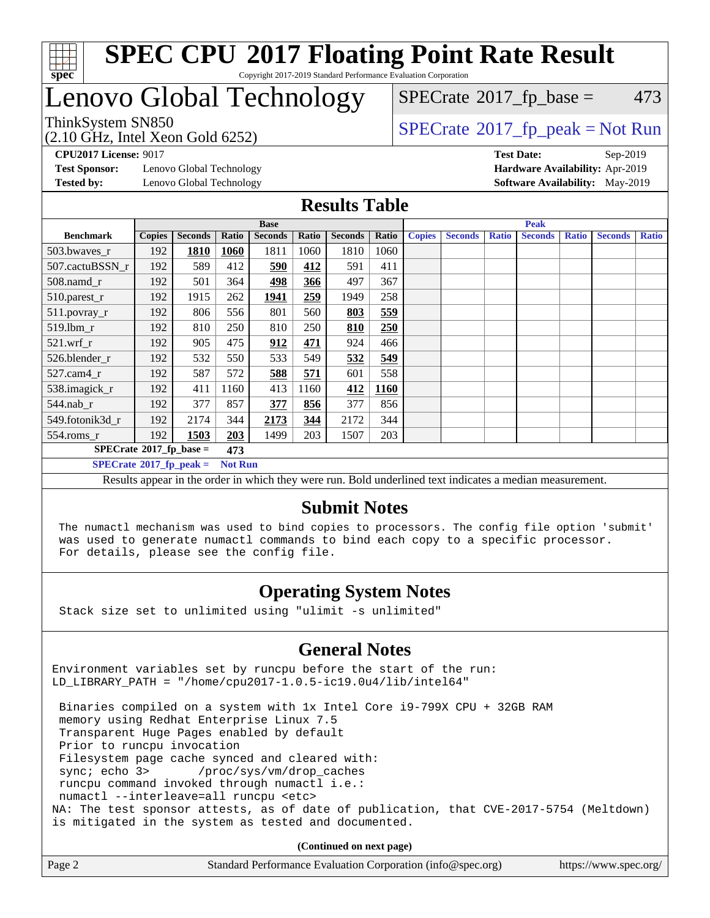# SPEC CPU 2017 Floating Point Rate Result

Copyright 2017-2019 Standard Performance Evaluation Corporation

# Lenovo Global Technology

ThinkSystem SN850
(2.10 GHz, Intel Xeon Gold 6252)

SPECrate 2017_fp_base = 473

SPECrate 2017_fp_peak = Not Run

**CPU2017 License:** 9017
**Test Sponsor:** Lenovo Global Technology
**Tested by:** Lenovo Global Technology

**Test Date:** Sep-2019
**Hardware Availability:** Apr-2019
**Software Availability:** May-2019

## Results Table

| Benchmark | Base | | | | | | | Peak | | | | | | |
|---|---|---|---|---|---|---|---|---|---|---|---|---|---|---|
| | Copies | Seconds | Ratio | Seconds | Ratio | Seconds | Ratio | Copies | Seconds | Ratio | Seconds | Ratio | Seconds | Ratio |
| 503.bwaves_r | 192 | **1810** | **1060** | 1811 | 1060 | 1810 | 1060 | | | | | | | |
| 507.cactuBSSN_r | 192 | 589 | 412 | **590** | **412** | 591 | 411 | | | | | | | |
| 508.namd_r | 192 | 501 | 364 | **498** | **366** | 497 | 367 | | | | | | | |
| 510.parest_r | 192 | 1915 | 262 | **1941** | **259** | 1949 | 258 | | | | | | | |
| 511.povray_r | 192 | 806 | 556 | 801 | 560 | **803** | **559** | | | | | | | |
| 519.lbm_r | 192 | 810 | 250 | 810 | 250 | **810** | **250** | | | | | | | |
| 521.wrf_r | 192 | 905 | 475 | **912** | **471** | 924 | 466 | | | | | | | |
| 526.blender_r | 192 | 532 | 550 | 533 | 549 | **532** | **549** | | | | | | | |
| 527.cam4_r | 192 | 587 | 572 | **588** | **571** | 601 | 558 | | | | | | | |
| 538.imagick_r | 192 | 411 | 1160 | 413 | 1160 | **412** | **1160** | | | | | | | |
| 544.nab_r | 192 | 377 | 857 | **377** | **856** | 377 | 856 | | | | | | | |
| 549.fotonik3d_r | 192 | 2174 | 344 | **2173** | **344** | 2172 | 344 | | | | | | | |
| 554.roms_r | 192 | **1503** | **203** | 1499 | 203 | 1507 | 203 | | | | | | | |

**SPECrate 2017_fp_base = 473**

**SPECrate 2017_fp_peak = Not Run**

Results appear in the order in which they were run. Bold underlined text indicates a median measurement.

## Submit Notes

```
The numactl mechanism was used to bind copies to processors. The config file option 'submit'
was used to generate numactl commands to bind each copy to a specific processor.
For details, please see the config file.
```

## Operating System Notes

```
Stack size set to unlimited using "ulimit -s unlimited"
```

## General Notes

```
Environment variables set by runcpu before the start of the run:
LD_LIBRARY_PATH = "/home/cpu2017-1.0.5-ic19.0u4/lib/intel64"

 Binaries compiled on a system with 1x Intel Core i9-799X CPU + 32GB RAM
 memory using Redhat Enterprise Linux 7.5
 Transparent Huge Pages enabled by default
 Prior to runcpu invocation
 Filesystem page cache synced and cleared with:
 sync; echo 3>       /proc/sys/vm/drop_caches
 runcpu command invoked through numactl i.e.:
 numactl --interleave=all runcpu <etc>
NA: The test sponsor attests, as of date of publication, that CVE-2017-5754 (Meltdown)
is mitigated in the system as tested and documented.
```

**(Continued on next page)**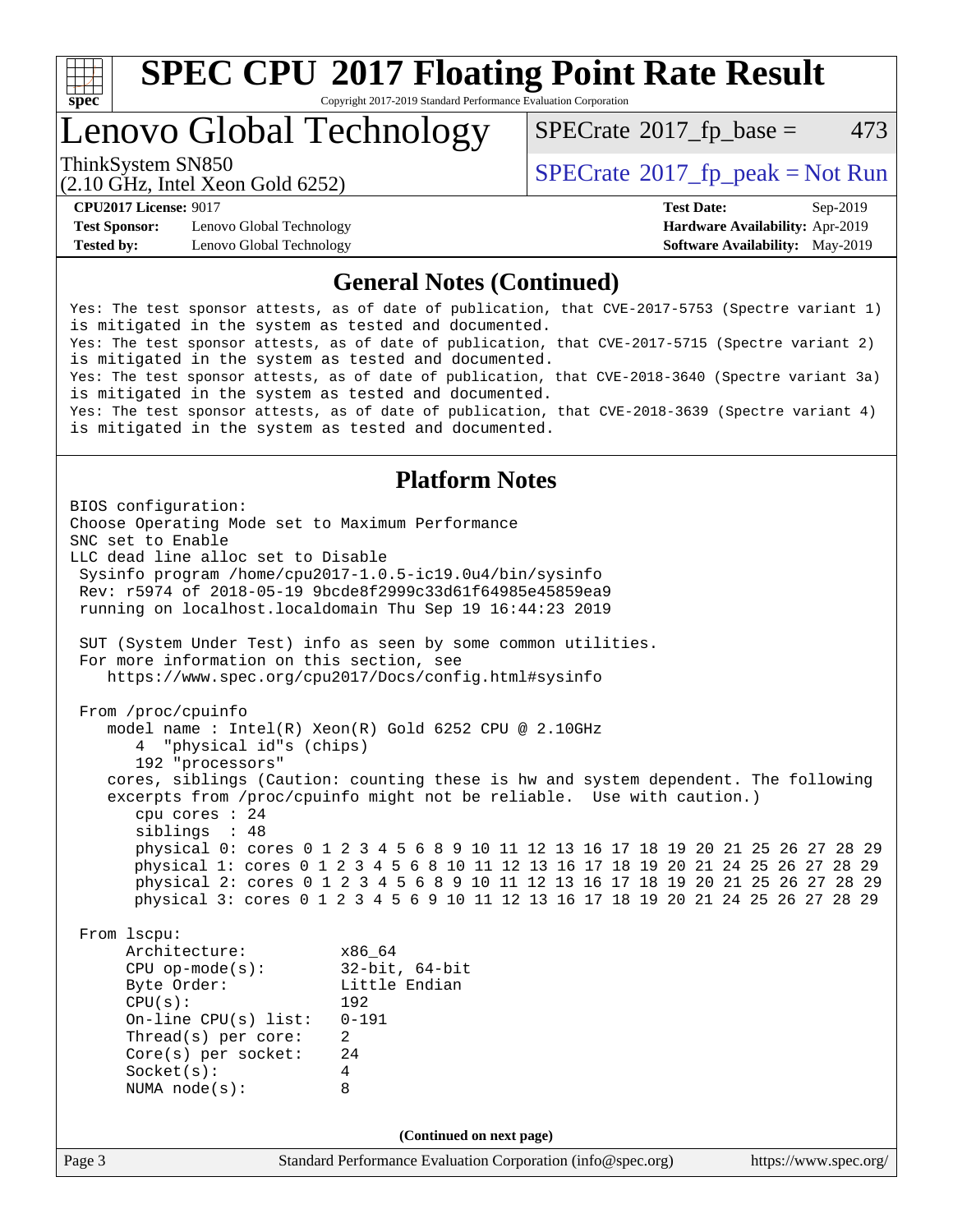# SPEC CPU 2017 Floating Point Rate Result

Copyright 2017-2019 Standard Performance Evaluation Corporation

## Lenovo Global Technology

ThinkSystem SN850
(2.10 GHz, Intel Xeon Gold 6252)

SPECrate 2017_fp_base = 473

SPECrate 2017_fp_peak = Not Run

**CPU2017 License:** 9017
**Test Sponsor:** Lenovo Global Technology
**Tested by:** Lenovo Global Technology

**Test Date:** Sep-2019
**Hardware Availability:** Apr-2019
**Software Availability:** May-2019

### General Notes (Continued)

```
Yes: The test sponsor attests, as of date of publication, that CVE-2017-5753 (Spectre variant 1)
is mitigated in the system as tested and documented.
Yes: The test sponsor attests, as of date of publication, that CVE-2017-5715 (Spectre variant 2)
is mitigated in the system as tested and documented.
Yes: The test sponsor attests, as of date of publication, that CVE-2018-3640 (Spectre variant 3a)
is mitigated in the system as tested and documented.
Yes: The test sponsor attests, as of date of publication, that CVE-2018-3639 (Spectre variant 4)
is mitigated in the system as tested and documented.
```

### Platform Notes

```
BIOS configuration:
Choose Operating Mode set to Maximum Performance
SNC set to Enable
LLC dead line alloc set to Disable
 Sysinfo program /home/cpu2017-1.0.5-ic19.0u4/bin/sysinfo
 Rev: r5974 of 2018-05-19 9bcde8f2999c33d61f64985e45859ea9
 running on localhost.localdomain Thu Sep 19 16:44:23 2019

 SUT (System Under Test) info as seen by some common utilities.
 For more information on this section, see
    https://www.spec.org/cpu2017/Docs/config.html#sysinfo

 From /proc/cpuinfo
    model name : Intel(R) Xeon(R) Gold 6252 CPU @ 2.10GHz
       4  "physical id"s (chips)
       192 "processors"
    cores, siblings (Caution: counting these is hw and system dependent. The following
    excerpts from /proc/cpuinfo might not be reliable.  Use with caution.)
       cpu cores : 24
       siblings  : 48
       physical 0: cores 0 1 2 3 4 5 6 8 9 10 11 12 13 16 17 18 19 20 21 25 26 27 28 29
       physical 1: cores 0 1 2 3 4 5 6 8 10 11 12 13 16 17 18 19 20 21 24 25 26 27 28 29
       physical 2: cores 0 1 2 3 4 5 6 8 9 10 11 12 13 16 17 18 19 20 21 25 26 27 28 29
       physical 3: cores 0 1 2 3 4 5 6 9 10 11 12 13 16 17 18 19 20 21 24 25 26 27 28 29

 From lscpu:
      Architecture:          x86_64
      CPU op-mode(s):        32-bit, 64-bit
      Byte Order:            Little Endian
      CPU(s):                192
      On-line CPU(s) list:   0-191
      Thread(s) per core:    2
      Core(s) per socket:    24
      Socket(s):             4
      NUMA node(s):          8
```

(Continued on next page)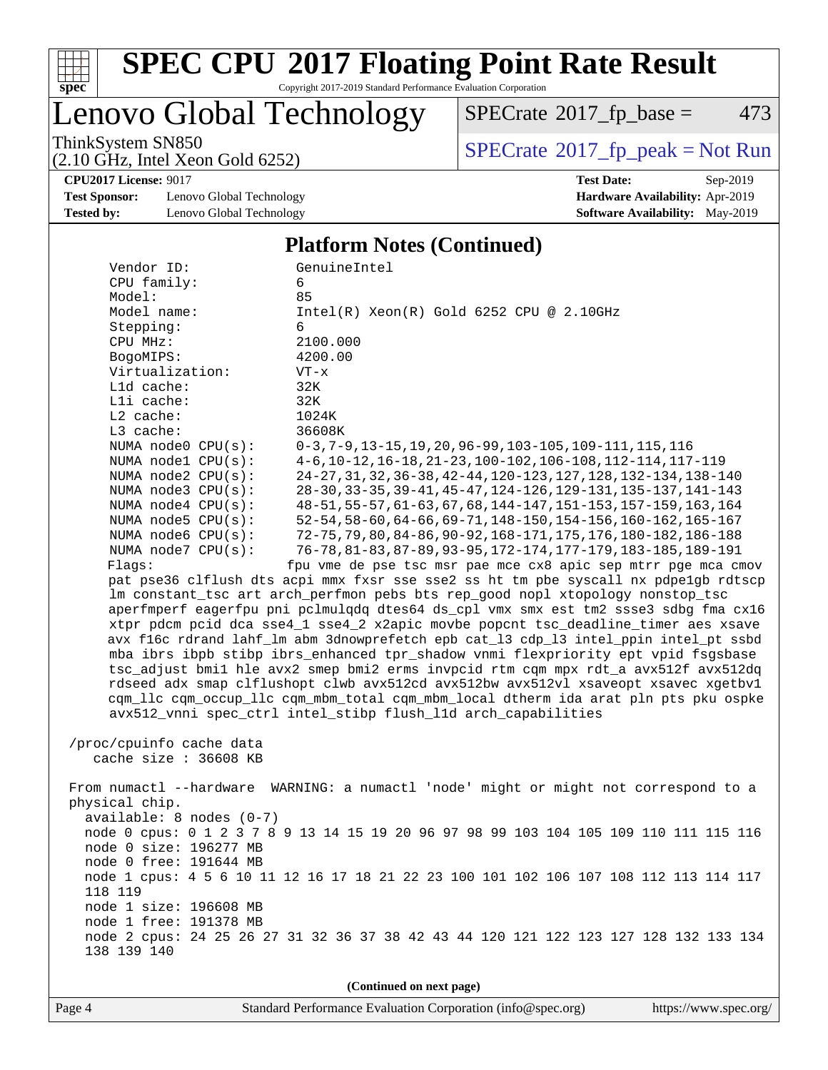## Platform Notes (Continued)

```
Vendor ID:             GenuineIntel
CPU family:            6
Model:                 85
Model name:            Intel(R) Xeon(R) Gold 6252 CPU @ 2.10GHz
Stepping:              6
CPU MHz:               2100.000
BogoMIPS:              4200.00
Virtualization:        VT-x
L1d cache:             32K
L1i cache:             32K
L2 cache:              1024K
L3 cache:              36608K
NUMA node0 CPU(s):     0-3,7-9,13-15,19,20,96-99,103-105,109-111,115,116
NUMA node1 CPU(s):     4-6,10-12,16-18,21-23,100-102,106-108,112-114,117-119
NUMA node2 CPU(s):     24-27,31,32,36-38,42-44,120-123,127,128,132-134,138-140
NUMA node3 CPU(s):     28-30,33-35,39-41,45-47,124-126,129-131,135-137,141-143
NUMA node4 CPU(s):     48-51,55-57,61-63,67,68,144-147,151-153,157-159,163,164
NUMA node5 CPU(s):     52-54,58-60,64-66,69-71,148-150,154-156,160-162,165-167
NUMA node6 CPU(s):     72-75,79,80,84-86,90-92,168-171,175,176,180-182,186-188
NUMA node7 CPU(s):     76-78,81-83,87-89,93-95,172-174,177-179,183-185,189-191
Flags:                 fpu vme de pse tsc msr pae mce cx8 apic sep mtrr pge mca cmov
  pat pse36 clflush dts acpi mmx fxsr sse sse2 ss ht tm pbe syscall nx pdpe1gb rdtscp
  lm constant_tsc art arch_perfmon pebs bts rep_good nopl xtopology nonstop_tsc
  aperfmperf eagerfpu pni pclmulqdq dtes64 ds_cpl vmx smx est tm2 ssse3 sdbg fma cx16
  xtpr pdcm pcid dca sse4_1 sse4_2 x2apic movbe popcnt tsc_deadline_timer aes xsave
  avx f16c rdrand lahf_lm abm 3dnowprefetch epb cat_l3 cdp_l3 intel_ppin intel_pt ssbd
  mba ibrs ibpb stibp ibrs_enhanced tpr_shadow vnmi flexpriority ept vpid fsgsbase
  tsc_adjust bmi1 hle avx2 smep bmi2 erms invpcid rtm cqm mpx rdt_a avx512f avx512dq
  rdseed adx smap clflushopt clwb avx512cd avx512bw avx512vl xsaveopt xsavec xgetbv1
  cqm_llc cqm_occup_llc cqm_mbm_total cqm_mbm_local dtherm ida arat pln pts pku ospke
  avx512_vnni spec_ctrl intel_stibp flush_l1d arch_capabilities

/proc/cpuinfo cache data
   cache size : 36608 KB

From numactl --hardware  WARNING: a numactl 'node' might or might not correspond to a
physical chip.
  available: 8 nodes (0-7)
  node 0 cpus: 0 1 2 3 7 8 9 13 14 15 19 20 96 97 98 99 103 104 105 109 110 111 115 116
  node 0 size: 196277 MB
  node 0 free: 191644 MB
  node 1 cpus: 4 5 6 10 11 12 16 17 18 21 22 23 100 101 102 106 107 108 112 113 114 117
  118 119
  node 1 size: 196608 MB
  node 1 free: 191378 MB
  node 2 cpus: 24 25 26 27 31 32 36 37 38 42 43 44 120 121 122 123 127 128 132 133 134
  138 139 140
```

(Continued on next page)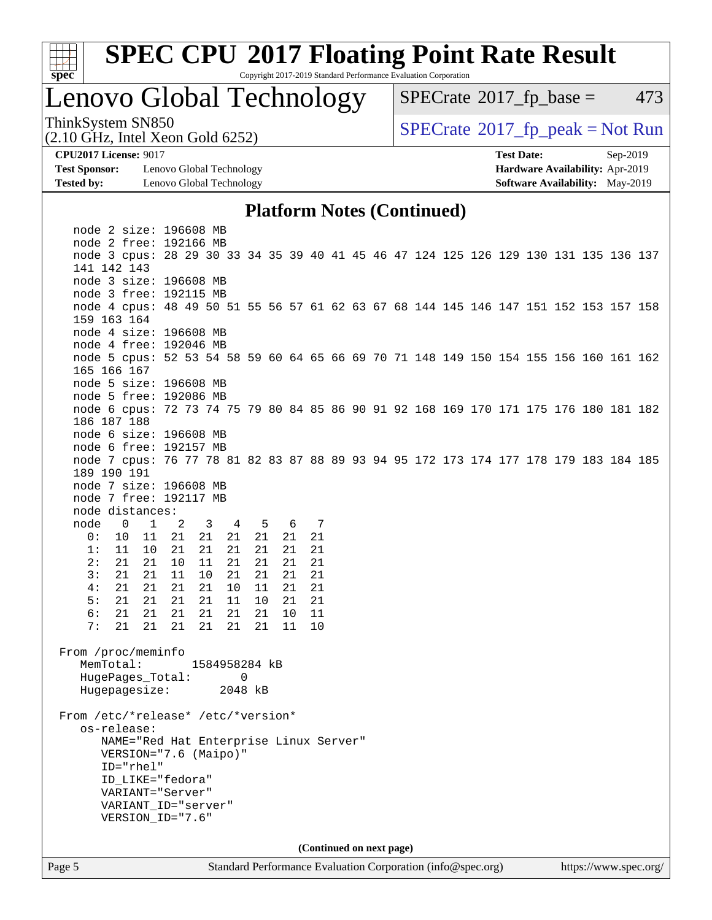# SPEC CPU 2017 Floating Point Rate Result

Copyright 2017-2019 Standard Performance Evaluation Corporation

## Lenovo Global Technology

ThinkSystem SN850
(2.10 GHz, Intel Xeon Gold 6252)

SPECrate 2017_fp_base = 473

SPECrate 2017_fp_peak = Not Run

**CPU2017 License:** 9017
**Test Sponsor:** Lenovo Global Technology
**Tested by:** Lenovo Global Technology

**Test Date:** Sep-2019
**Hardware Availability:** Apr-2019
**Software Availability:** May-2019

### Platform Notes (Continued)

```
   node 2 size: 196608 MB
   node 2 free: 192166 MB
   node 3 cpus: 28 29 30 33 34 35 39 40 41 45 46 47 124 125 126 129 130 131 135 136 137
   141 142 143
   node 3 size: 196608 MB
   node 3 free: 192115 MB
   node 4 cpus: 48 49 50 51 55 56 57 61 62 63 67 68 144 145 146 147 151 152 153 157 158
   159 163 164
   node 4 size: 196608 MB
   node 4 free: 192046 MB
   node 5 cpus: 52 53 54 58 59 60 64 65 66 69 70 71 148 149 150 154 155 156 160 161 162
   165 166 167
   node 5 size: 196608 MB
   node 5 free: 192086 MB
   node 6 cpus: 72 73 74 75 79 80 84 85 86 90 91 92 168 169 170 171 175 176 180 181 182
   186 187 188
   node 6 size: 196608 MB
   node 6 free: 192157 MB
   node 7 cpus: 76 77 78 81 82 83 87 88 89 93 94 95 172 173 174 177 178 179 183 184 185
   189 190 191
   node 7 size: 196608 MB
   node 7 free: 192117 MB
   node distances:
   node   0   1   2   3   4   5   6   7
     0:  10  11  21  21  21  21  21  21
     1:  11  10  21  21  21  21  21  21
     2:  21  21  10  11  21  21  21  21
     3:  21  21  11  10  21  21  21  21
     4:  21  21  21  21  10  11  21  21
     5:  21  21  21  21  11  10  21  21
     6:  21  21  21  21  21  21  10  11
     7:  21  21  21  21  21  21  11  10

 From /proc/meminfo
    MemTotal:       1584958284 kB
    HugePages_Total:       0
    Hugepagesize:       2048 kB

 From /etc/*release* /etc/*version*
    os-release:
       NAME="Red Hat Enterprise Linux Server"
       VERSION="7.6 (Maipo)"
       ID="rhel"
       ID_LIKE="fedora"
       VARIANT="Server"
       VARIANT_ID="server"
       VERSION_ID="7.6"
```

(Continued on next page)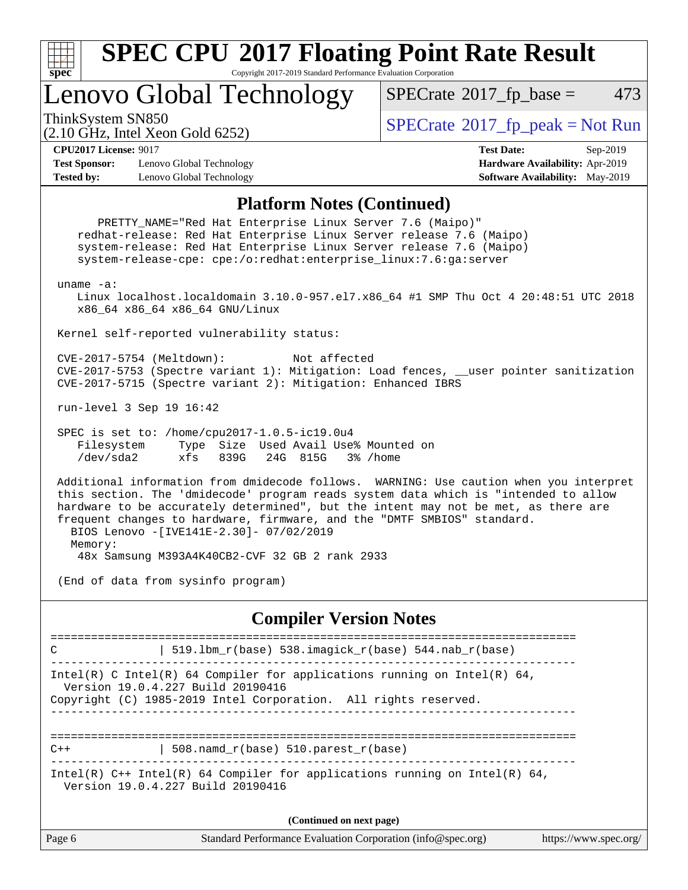# SPEC CPU 2017 Floating Point Rate Result

Copyright 2017-2019 Standard Performance Evaluation Corporation

## Lenovo Global Technology

ThinkSystem SN850
(2.10 GHz, Intel Xeon Gold 6252)

SPECrate 2017_fp_base = 473

SPECrate 2017_fp_peak = Not Run

**CPU2017 License:** 9017
**Test Sponsor:** Lenovo Global Technology
**Tested by:** Lenovo Global Technology

**Test Date:** Sep-2019
**Hardware Availability:** Apr-2019
**Software Availability:** May-2019

### Platform Notes (Continued)

```
      PRETTY_NAME="Red Hat Enterprise Linux Server 7.6 (Maipo)"
    redhat-release: Red Hat Enterprise Linux Server release 7.6 (Maipo)
    system-release: Red Hat Enterprise Linux Server release 7.6 (Maipo)
    system-release-cpe: cpe:/o:redhat:enterprise_linux:7.6:ga:server

 uname -a:
    Linux localhost.localdomain 3.10.0-957.el7.x86_64 #1 SMP Thu Oct 4 20:48:51 UTC 2018
    x86_64 x86_64 x86_64 GNU/Linux

 Kernel self-reported vulnerability status:

 CVE-2017-5754 (Meltdown):          Not affected
 CVE-2017-5753 (Spectre variant 1): Mitigation: Load fences, __user pointer sanitization
 CVE-2017-5715 (Spectre variant 2): Mitigation: Enhanced IBRS

 run-level 3 Sep 19 16:42

 SPEC is set to: /home/cpu2017-1.0.5-ic19.0u4
    Filesystem     Type  Size  Used Avail Use% Mounted on
    /dev/sda2      xfs   839G   24G  815G   3% /home

 Additional information from dmidecode follows.  WARNING: Use caution when you interpret
 this section. The 'dmidecode' program reads system data which is "intended to allow
 hardware to be accurately determined", but the intent may not be met, as there are
 frequent changes to hardware, firmware, and the "DMTF SMBIOS" standard.
   BIOS Lenovo -[IVE141E-2.30]- 07/02/2019
   Memory:
    48x Samsung M393A4K40CB2-CVF 32 GB 2 rank 2933

 (End of data from sysinfo program)
```

### Compiler Version Notes

```
==============================================================================
C               | 519.lbm_r(base) 538.imagick_r(base) 544.nab_r(base)
------------------------------------------------------------------------------
Intel(R) C Intel(R) 64 Compiler for applications running on Intel(R) 64,
  Version 19.0.4.227 Build 20190416
Copyright (C) 1985-2019 Intel Corporation.  All rights reserved.
------------------------------------------------------------------------------

==============================================================================
C++             | 508.namd_r(base) 510.parest_r(base)
------------------------------------------------------------------------------
Intel(R) C++ Intel(R) 64 Compiler for applications running on Intel(R) 64,
  Version 19.0.4.227 Build 20190416
```

(Continued on next page)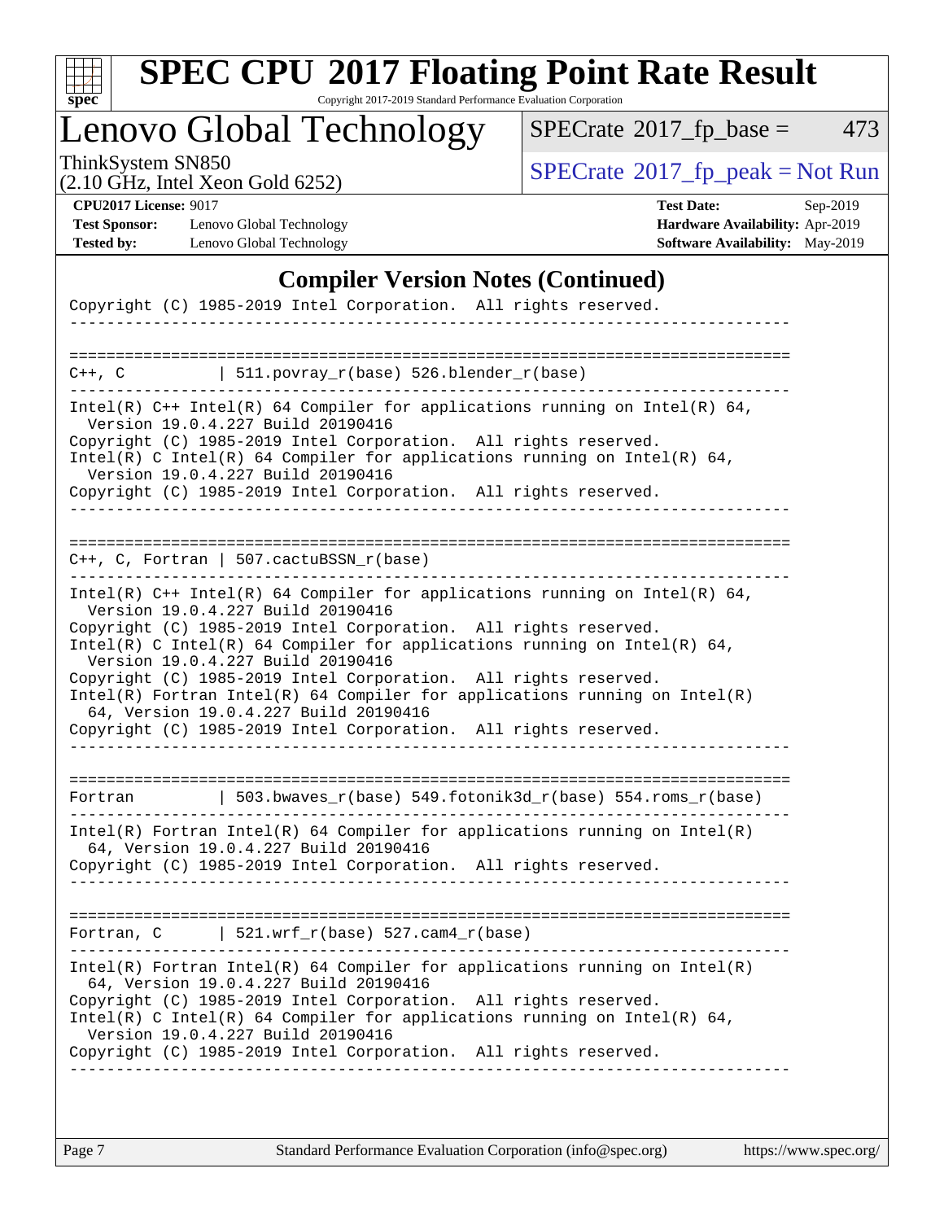## Compiler Version Notes (Continued)

```
Copyright (C) 1985-2019 Intel Corporation.  All rights reserved.
------------------------------------------------------------------------------

==============================================================================
C++, C          | 511.povray_r(base) 526.blender_r(base)
------------------------------------------------------------------------------
Intel(R) C++ Intel(R) 64 Compiler for applications running on Intel(R) 64,
  Version 19.0.4.227 Build 20190416
Copyright (C) 1985-2019 Intel Corporation.  All rights reserved.
Intel(R) C Intel(R) 64 Compiler for applications running on Intel(R) 64,
  Version 19.0.4.227 Build 20190416
Copyright (C) 1985-2019 Intel Corporation.  All rights reserved.
------------------------------------------------------------------------------

==============================================================================
C++, C, Fortran | 507.cactuBSSN_r(base)
------------------------------------------------------------------------------
Intel(R) C++ Intel(R) 64 Compiler for applications running on Intel(R) 64,
  Version 19.0.4.227 Build 20190416
Copyright (C) 1985-2019 Intel Corporation.  All rights reserved.
Intel(R) C Intel(R) 64 Compiler for applications running on Intel(R) 64,
  Version 19.0.4.227 Build 20190416
Copyright (C) 1985-2019 Intel Corporation.  All rights reserved.
Intel(R) Fortran Intel(R) 64 Compiler for applications running on Intel(R)
  64, Version 19.0.4.227 Build 20190416
Copyright (C) 1985-2019 Intel Corporation.  All rights reserved.
------------------------------------------------------------------------------

==============================================================================
Fortran         | 503.bwaves_r(base) 549.fotonik3d_r(base) 554.roms_r(base)
------------------------------------------------------------------------------
Intel(R) Fortran Intel(R) 64 Compiler for applications running on Intel(R)
  64, Version 19.0.4.227 Build 20190416
Copyright (C) 1985-2019 Intel Corporation.  All rights reserved.
------------------------------------------------------------------------------

==============================================================================
Fortran, C      | 521.wrf_r(base) 527.cam4_r(base)
------------------------------------------------------------------------------
Intel(R) Fortran Intel(R) 64 Compiler for applications running on Intel(R)
  64, Version 19.0.4.227 Build 20190416
Copyright (C) 1985-2019 Intel Corporation.  All rights reserved.
Intel(R) C Intel(R) 64 Compiler for applications running on Intel(R) 64,
  Version 19.0.4.227 Build 20190416
Copyright (C) 1985-2019 Intel Corporation.  All rights reserved.
------------------------------------------------------------------------------
```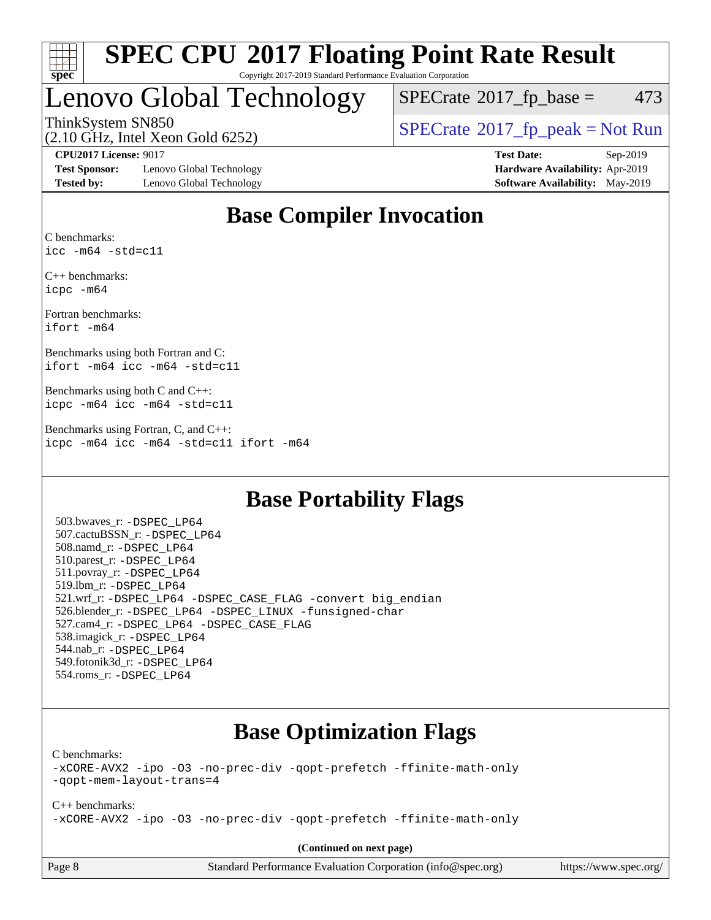# SPEC CPU 2017 Floating Point Rate Result

Copyright 2017-2019 Standard Performance Evaluation Corporation

# Lenovo Global Technology

ThinkSystem SN850
(2.10 GHz, Intel Xeon Gold 6252)

SPECrate 2017_fp_base = 473

SPECrate 2017_fp_peak = Not Run

**CPU2017 License:** 9017
**Test Sponsor:** Lenovo Global Technology
**Tested by:** Lenovo Global Technology

**Test Date:** Sep-2019
**Hardware Availability:** Apr-2019
**Software Availability:** May-2019

## Base Compiler Invocation

C benchmarks:
```
icc -m64 -std=c11
```

C++ benchmarks:
```
icpc -m64
```

Fortran benchmarks:
```
ifort -m64
```

Benchmarks using both Fortran and C:
```
ifort -m64 icc -m64 -std=c11
```

Benchmarks using both C and C++:
```
icpc -m64 icc -m64 -std=c11
```

Benchmarks using Fortran, C, and C++:
```
icpc -m64 icc -m64 -std=c11 ifort -m64
```

## Base Portability Flags

503.bwaves_r: -DSPEC_LP64
507.cactuBSSN_r: -DSPEC_LP64
508.namd_r: -DSPEC_LP64
510.parest_r: -DSPEC_LP64
511.povray_r: -DSPEC_LP64
519.lbm_r: -DSPEC_LP64
521.wrf_r: -DSPEC_LP64 -DSPEC_CASE_FLAG -convert big_endian
526.blender_r: -DSPEC_LP64 -DSPEC_LINUX -funsigned-char
527.cam4_r: -DSPEC_LP64 -DSPEC_CASE_FLAG
538.imagick_r: -DSPEC_LP64
544.nab_r: -DSPEC_LP64
549.fotonik3d_r: -DSPEC_LP64
554.roms_r: -DSPEC_LP64

## Base Optimization Flags

C benchmarks:
```
-xCORE-AVX2 -ipo -O3 -no-prec-div -qopt-prefetch -ffinite-math-only
-qopt-mem-layout-trans=4
```

C++ benchmarks:
```
-xCORE-AVX2 -ipo -O3 -no-prec-div -qopt-prefetch -ffinite-math-only
```

**(Continued on next page)**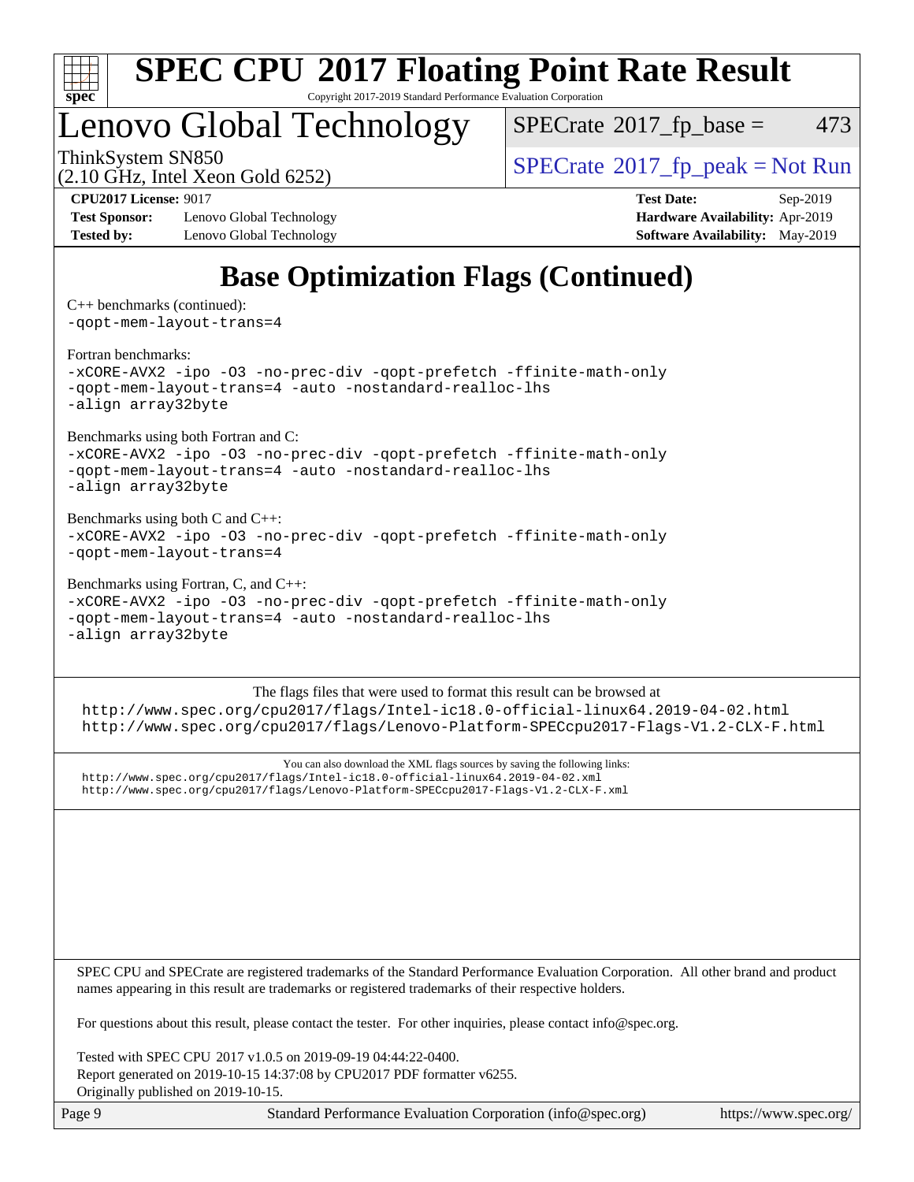## Base Optimization Flags (Continued)

C++ benchmarks (continued):
-qopt-mem-layout-trans=4

Fortran benchmarks:
-xCORE-AVX2 -ipo -O3 -no-prec-div -qopt-prefetch -ffinite-math-only
-qopt-mem-layout-trans=4 -auto -nostandard-realloc-lhs
-align array32byte

Benchmarks using both Fortran and C:
-xCORE-AVX2 -ipo -O3 -no-prec-div -qopt-prefetch -ffinite-math-only
-qopt-mem-layout-trans=4 -auto -nostandard-realloc-lhs
-align array32byte

Benchmarks using both C and C++:
-xCORE-AVX2 -ipo -O3 -no-prec-div -qopt-prefetch -ffinite-math-only
-qopt-mem-layout-trans=4

Benchmarks using Fortran, C, and C++:
-xCORE-AVX2 -ipo -O3 -no-prec-div -qopt-prefetch -ffinite-math-only
-qopt-mem-layout-trans=4 -auto -nostandard-realloc-lhs
-align array32byte

The flags files that were used to format this result can be browsed at
http://www.spec.org/cpu2017/flags/Intel-ic18.0-official-linux64.2019-04-02.html
http://www.spec.org/cpu2017/flags/Lenovo-Platform-SPECcpu2017-Flags-V1.2-CLX-F.html

You can also download the XML flags sources by saving the following links:
http://www.spec.org/cpu2017/flags/Intel-ic18.0-official-linux64.2019-04-02.xml
http://www.spec.org/cpu2017/flags/Lenovo-Platform-SPECcpu2017-Flags-V1.2-CLX-F.xml

SPEC CPU and SPECrate are registered trademarks of the Standard Performance Evaluation Corporation. All other brand and product names appearing in this result are trademarks or registered trademarks of their respective holders.

For questions about this result, please contact the tester. For other inquiries, please contact info@spec.org.

Tested with SPEC CPU 2017 v1.0.5 on 2019-09-19 04:44:22-0400.
Report generated on 2019-10-15 14:37:08 by CPU2017 PDF formatter v6255.
Originally published on 2019-10-15.